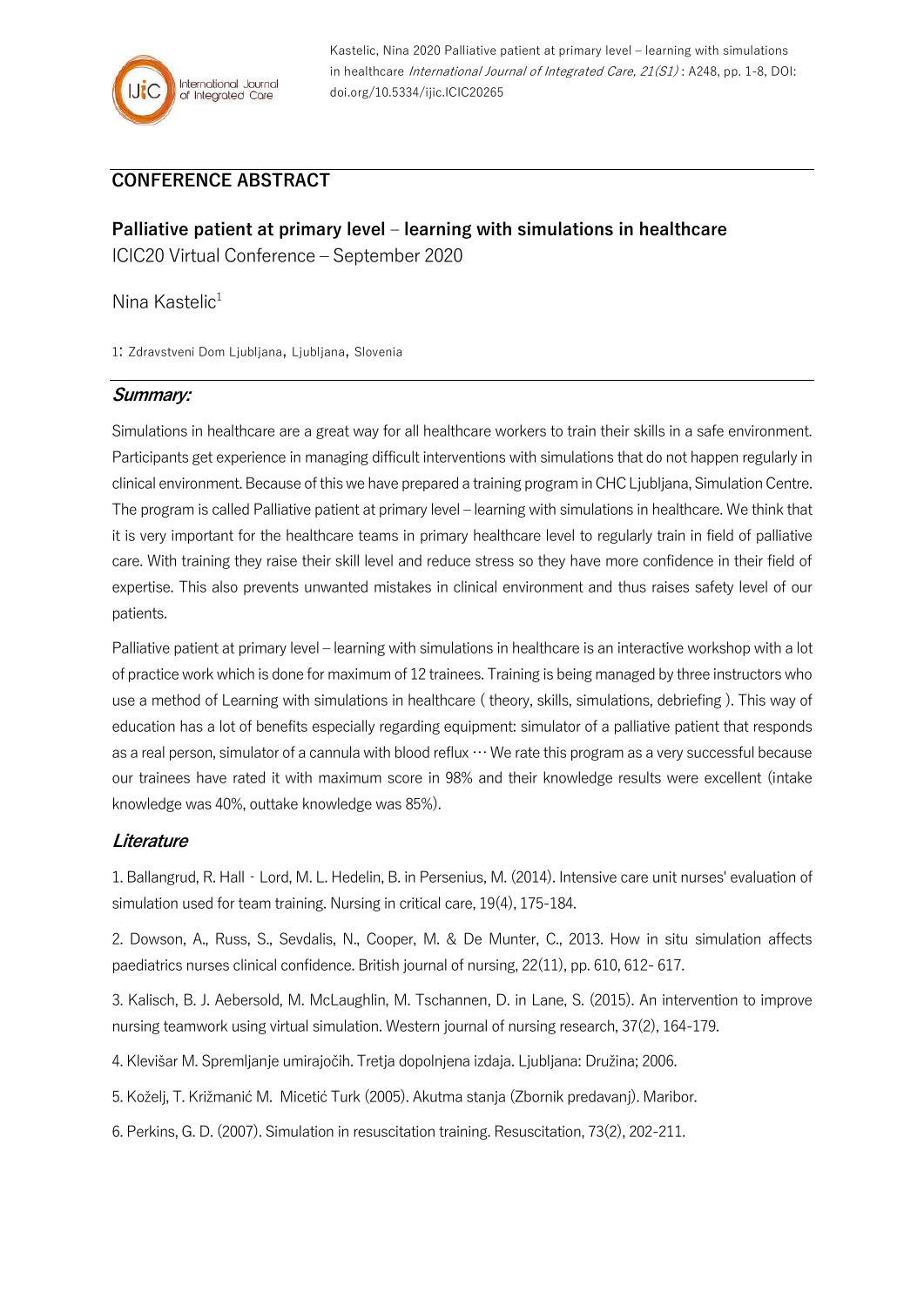## CONFERENCE ABSTRACT

# Palliative patient at primary level – learning with simulations in healthcare

ICIC20 Virtual Conference – September 2020

Nina Kastelic[1]

1: Zdravstveni Dom Ljubljana, Ljubljana, Slovenia

### *Summary:*

Simulations in healthcare are a great way for all healthcare workers to train their skills in a safe environment. Participants get experience in managing difficult interventions with simulations that do not happen regularly in clinical environment. Because of this we have prepared a training program in CHC Ljubljana, Simulation Centre. The program is called Palliative patient at primary level – learning with simulations in healthcare. We think that it is very important for the healthcare teams in primary healthcare level to regularly train in field of palliative care. With training they raise their skill level and reduce stress so they have more confidence in their field of expertise. This also prevents unwanted mistakes in clinical environment and thus raises safety level of our patients.

Palliative patient at primary level – learning with simulations in healthcare is an interactive workshop with a lot of practice work which is done for maximum of 12 trainees. Training is being managed by three instructors who use a method of Learning with simulations in healthcare ( theory, skills, simulations, debriefing ). This way of education has a lot of benefits especially regarding equipment: simulator of a palliative patient that responds as a real person, simulator of a cannula with blood reflux … We rate this program as a very successful because our trainees have rated it with maximum score in 98% and their knowledge results were excellent (intake knowledge was 40%, outtake knowledge was 85%).

### *Literature*

1. Ballangrud, R. Hall‐Lord, M. L. Hedelin, B. in Persenius, M. (2014). Intensive care unit nurses' evaluation of simulation used for team training. Nursing in critical care, 19(4), 175-184.

2. Dowson, A., Russ, S., Sevdalis, N., Cooper, M. & De Munter, C., 2013. How in situ simulation affects paediatrics nurses clinical confidence. British journal of nursing, 22(11), pp. 610, 612- 617.

3. Kalisch, B. J. Aebersold, M. McLaughlin, M. Tschannen, D. in Lane, S. (2015). An intervention to improve nursing teamwork using virtual simulation. Western journal of nursing research, 37(2), 164-179.

4. Klevišar M. Spremljanje umirajočih. Tretja dopolnjena izdaja. Ljubljana: Družina; 2006.

5. Koželj, T. Križmanić M. Micetić Turk (2005). Akutma stanja (Zbornik predavanj). Maribor.

6. Perkins, G. D. (2007). Simulation in resuscitation training. Resuscitation, 73(2), 202-211.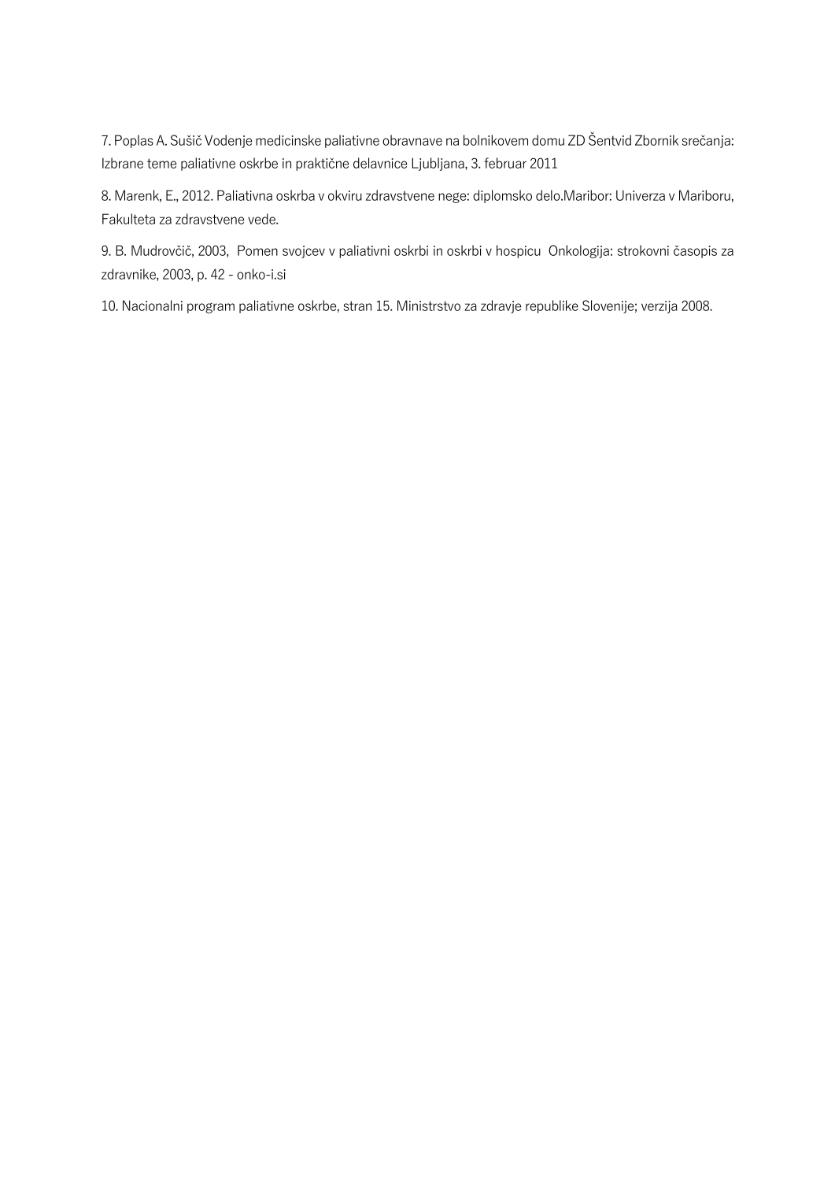7. Poplas A. Sušič Vodenje medicinske paliativne obravnave na bolnikovem domu ZD Šentvid Zbornik srečanja: Izbrane teme paliativne oskrbe in praktične delavnice Ljubljana, 3. februar 2011

8. Marenk, E., 2012. Paliativna oskrba v okviru zdravstvene nege: diplomsko delo.Maribor: Univerza v Mariboru, Fakulteta za zdravstvene vede.

9. B. Mudrovčič, 2003, Pomen svojcev v paliativni oskrbi in oskrbi v hospicu Onkologija: strokovni časopis za zdravnike, 2003, p. 42 - onko-i.si

10. Nacionalni program paliativne oskrbe, stran 15. Ministrstvo za zdravje republike Slovenije; verzija 2008.